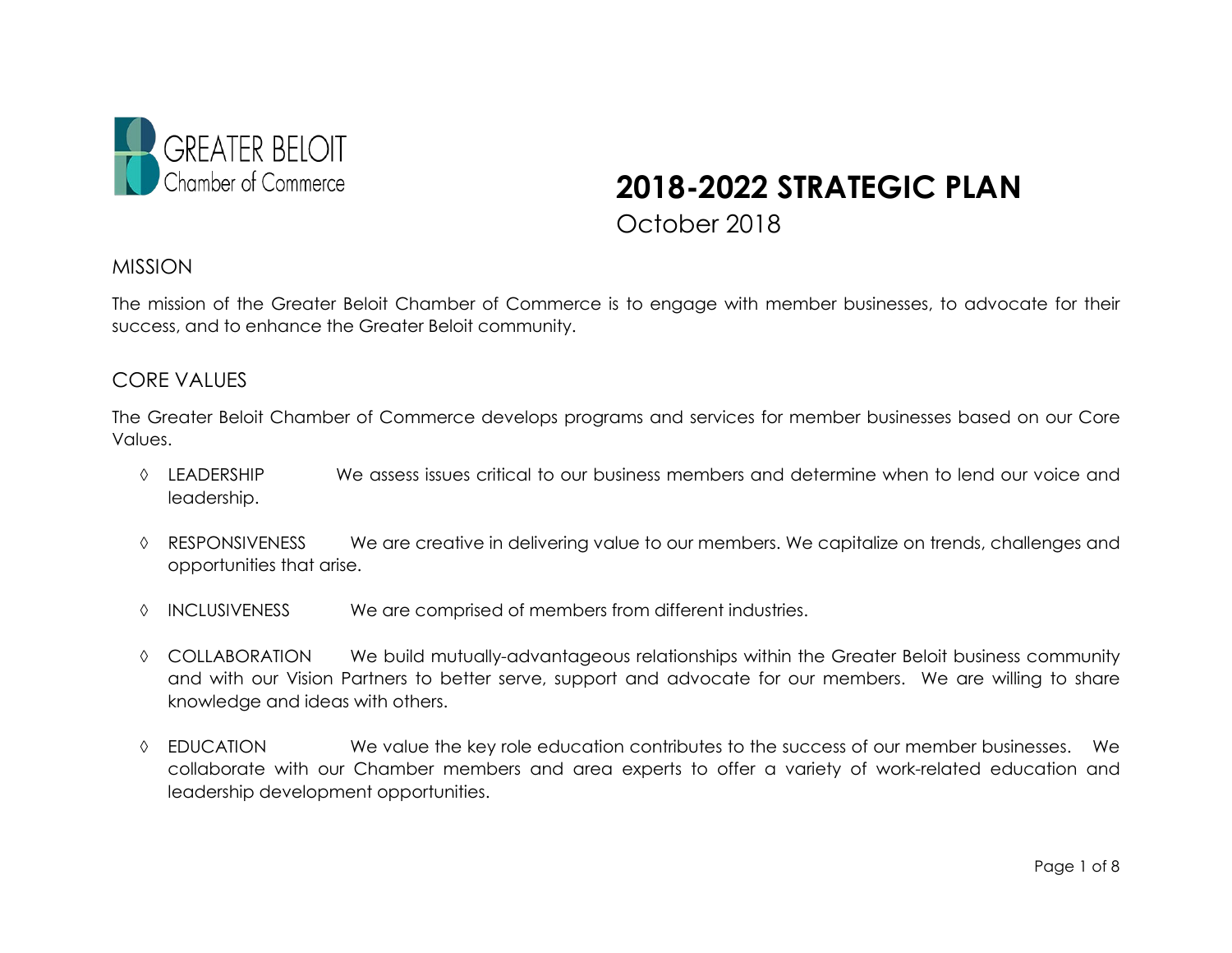GREATER BELOIT
Chamber of Commerce

# 2018-2022 STRATEGIC PLAN

October 2018

## MISSION

The mission of the Greater Beloit Chamber of Commerce is to engage with member businesses, to advocate for their success, and to enhance the Greater Beloit community.

## CORE VALUES

The Greater Beloit Chamber of Commerce develops programs and services for member businesses based on our Core Values.

- ◊ LEADERSHIP We assess issues critical to our business members and determine when to lend our voice and leadership.
- ◊ RESPONSIVENESS We are creative in delivering value to our members. We capitalize on trends, challenges and opportunities that arise.
- ◊ INCLUSIVENESS We are comprised of members from different industries.
- ◊ COLLABORATION We build mutually-advantageous relationships within the Greater Beloit business community and with our Vision Partners to better serve, support and advocate for our members. We are willing to share knowledge and ideas with others.
- ◊ EDUCATION We value the key role education contributes to the success of our member businesses. We collaborate with our Chamber members and area experts to offer a variety of work-related education and leadership development opportunities.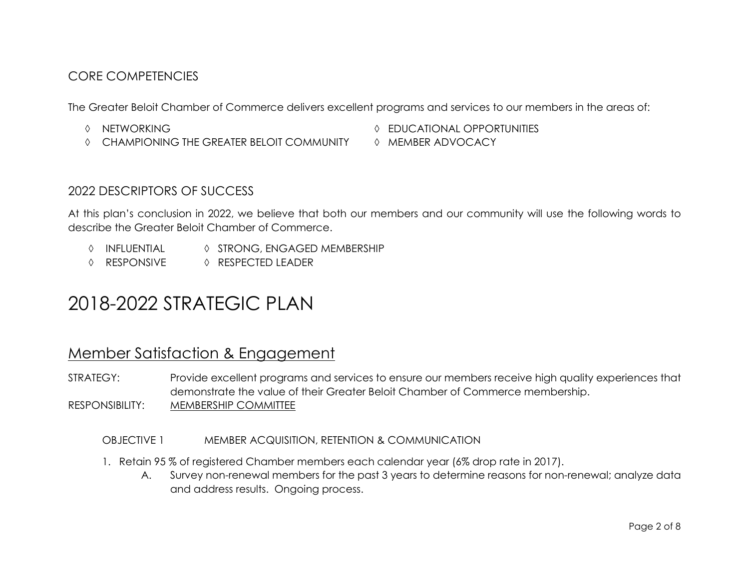## CORE COMPETENCIES

The Greater Beloit Chamber of Commerce delivers excellent programs and services to our members in the areas of:

- ◊ NETWORKING
- ◊ CHAMPIONING THE GREATER BELOIT COMMUNITY
- ◊ EDUCATIONAL OPPORTUNITIES
- ◊ MEMBER ADVOCACY

## 2022 DESCRIPTORS OF SUCCESS

At this plan's conclusion in 2022, we believe that both our members and our community will use the following words to describe the Greater Beloit Chamber of Commerce.

- ◊ INFLUENTIAL
- ◊ RESPONSIVE
- ◊ STRONG, ENGAGED MEMBERSHIP
- ◊ RESPECTED LEADER

# 2018-2022 STRATEGIC PLAN

## Member Satisfaction & Engagement

STRATEGY: Provide excellent programs and services to ensure our members receive high quality experiences that demonstrate the value of their Greater Beloit Chamber of Commerce membership.

RESPONSIBILITY: MEMBERSHIP COMMITTEE

OBJECTIVE 1 MEMBER ACQUISITION, RETENTION & COMMUNICATION

1. Retain 95 % of registered Chamber members each calendar year (6% drop rate in 2017).
   - A. Survey non-renewal members for the past 3 years to determine reasons for non-renewal; analyze data and address results. Ongoing process.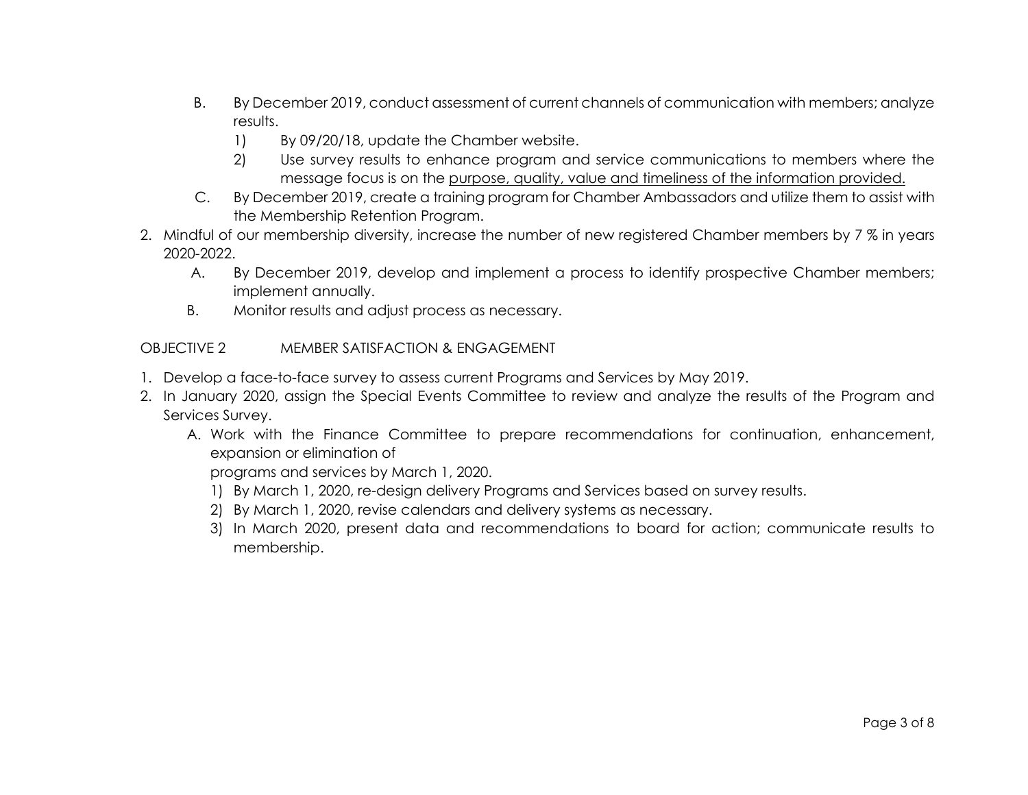B. By December 2019, conduct assessment of current channels of communication with members; analyze results.
   1) By 09/20/18, update the Chamber website.
   2) Use survey results to enhance program and service communications to members where the message focus is on the <u>purpose, quality, value and timeliness of the information provided.</u>

C. By December 2019, create a training program for Chamber Ambassadors and utilize them to assist with the Membership Retention Program.

2. Mindful of our membership diversity, increase the number of new registered Chamber members by 7 % in years 2020-2022.
   A. By December 2019, develop and implement a process to identify prospective Chamber members; implement annually.
   B. Monitor results and adjust process as necessary.

OBJECTIVE 2 MEMBER SATISFACTION & ENGAGEMENT

1. Develop a face-to-face survey to assess current Programs and Services by May 2019.
2. In January 2020, assign the Special Events Committee to review and analyze the results of the Program and Services Survey.
   A. Work with the Finance Committee to prepare recommendations for continuation, enhancement, expansion or elimination of
      programs and services by March 1, 2020.
      1) By March 1, 2020, re-design delivery Programs and Services based on survey results.
      2) By March 1, 2020, revise calendars and delivery systems as necessary.
      3) In March 2020, present data and recommendations to board for action; communicate results to membership.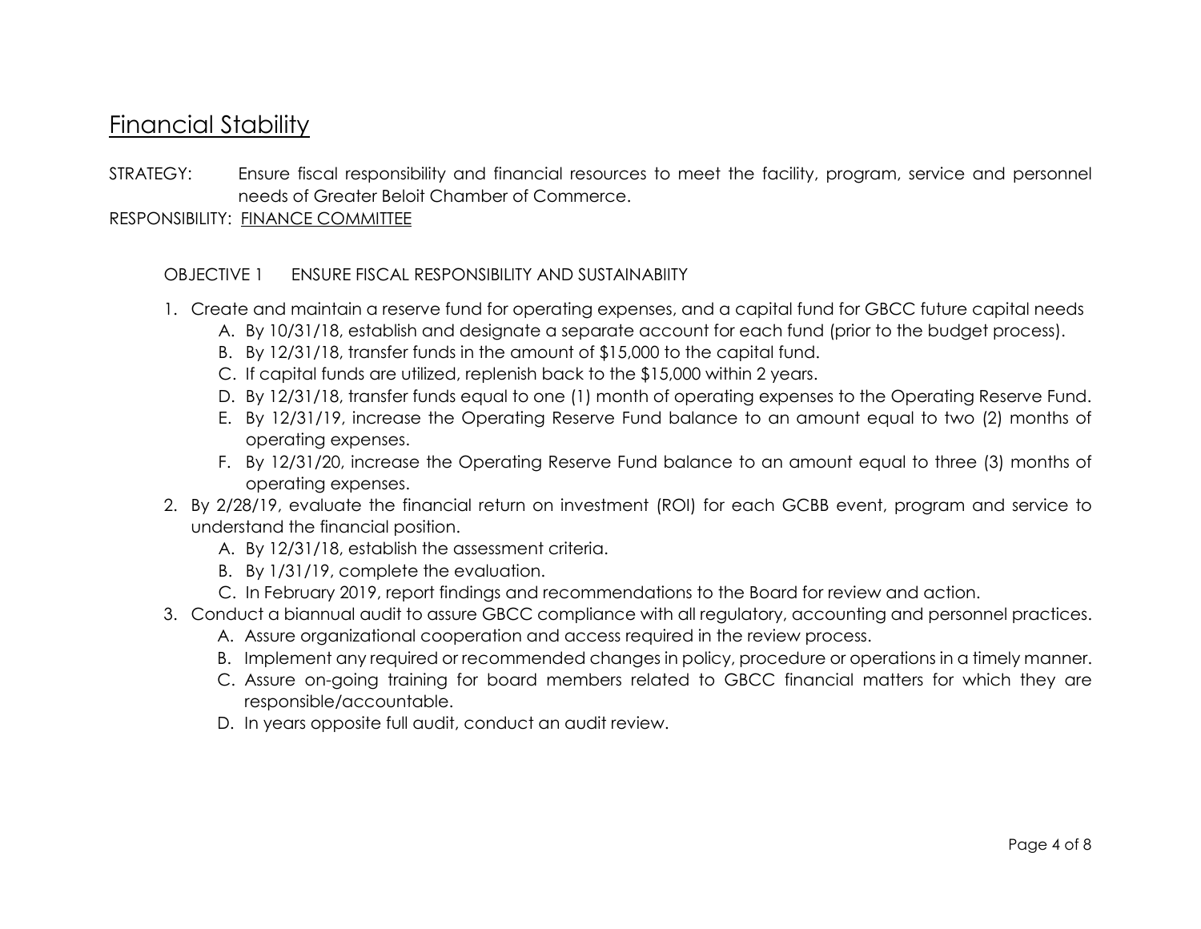# Financial Stability

STRATEGY: Ensure fiscal responsibility and financial resources to meet the facility, program, service and personnel needs of Greater Beloit Chamber of Commerce.

RESPONSIBILITY: <u>FINANCE COMMITTEE</u>

OBJECTIVE 1 ENSURE FISCAL RESPONSIBILITY AND SUSTAINABIITY

1. Create and maintain a reserve fund for operating expenses, and a capital fund for GBCC future capital needs
    A. By 10/31/18, establish and designate a separate account for each fund (prior to the budget process).
    B. By 12/31/18, transfer funds in the amount of $15,000 to the capital fund.
    C. If capital funds are utilized, replenish back to the $15,000 within 2 years.
    D. By 12/31/18, transfer funds equal to one (1) month of operating expenses to the Operating Reserve Fund.
    E. By 12/31/19, increase the Operating Reserve Fund balance to an amount equal to two (2) months of operating expenses.
    F. By 12/31/20, increase the Operating Reserve Fund balance to an amount equal to three (3) months of operating expenses.
2. By 2/28/19, evaluate the financial return on investment (ROI) for each GCBB event, program and service to understand the financial position.
    A. By 12/31/18, establish the assessment criteria.
    B. By 1/31/19, complete the evaluation.
    C. In February 2019, report findings and recommendations to the Board for review and action.
3. Conduct a biannual audit to assure GBCC compliance with all regulatory, accounting and personnel practices.
    A. Assure organizational cooperation and access required in the review process.
    B. Implement any required or recommended changes in policy, procedure or operations in a timely manner.
    C. Assure on-going training for board members related to GBCC financial matters for which they are responsible/accountable.
    D. In years opposite full audit, conduct an audit review.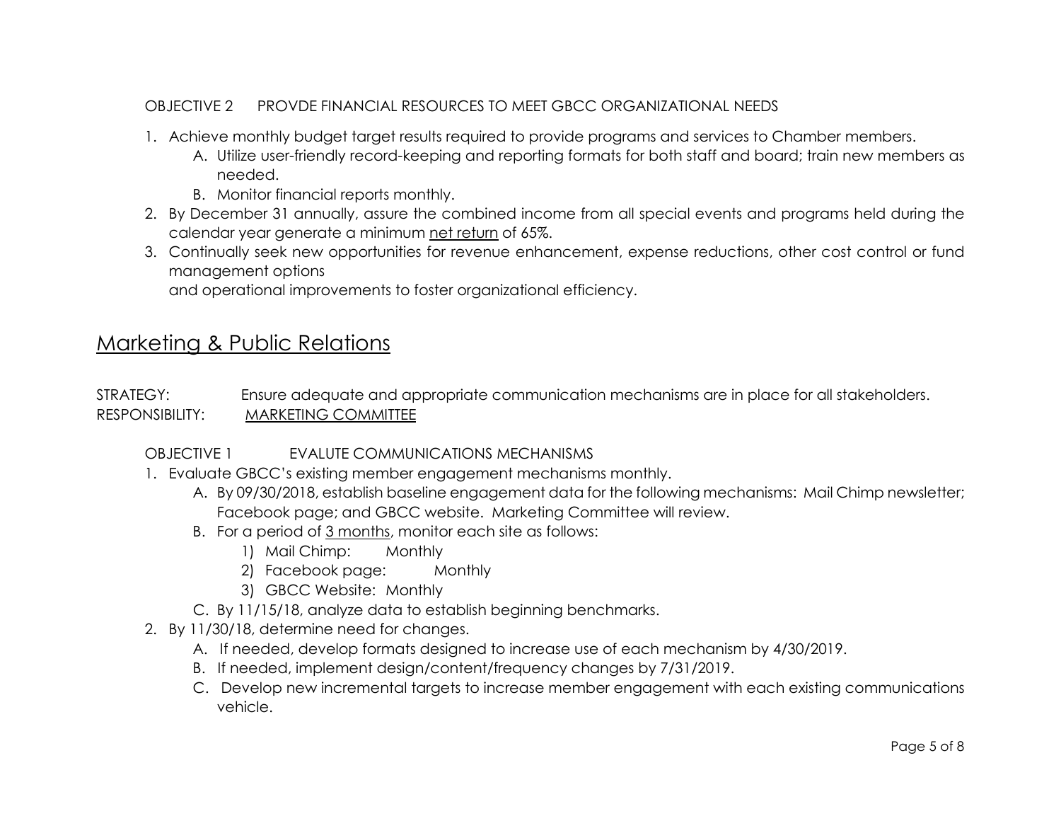OBJECTIVE 2 PROVDE FINANCIAL RESOURCES TO MEET GBCC ORGANIZATIONAL NEEDS

1. Achieve monthly budget target results required to provide programs and services to Chamber members.
   A. Utilize user-friendly record-keeping and reporting formats for both staff and board; train new members as needed.
   B. Monitor financial reports monthly.
2. By December 31 annually, assure the combined income from all special events and programs held during the calendar year generate a minimum <u>net return</u> of 65%.
3. Continually seek new opportunities for revenue enhancement, expense reductions, other cost control or fund management options
   and operational improvements to foster organizational efficiency.

## <u>Marketing & Public Relations</u>

STRATEGY: Ensure adequate and appropriate communication mechanisms are in place for all stakeholders.
RESPONSIBILITY: <u>MARKETING COMMITTEE</u>

OBJECTIVE 1 EVALUTE COMMUNICATIONS MECHANISMS

1. Evaluate GBCC's existing member engagement mechanisms monthly.
   A. By 09/30/2018, establish baseline engagement data for the following mechanisms: Mail Chimp newsletter; Facebook page; and GBCC website. Marketing Committee will review.
   B. For a period of <u>3 months</u>, monitor each site as follows:
      1) Mail Chimp: Monthly
      2) Facebook page: Monthly
      3) GBCC Website: Monthly
   C. By 11/15/18, analyze data to establish beginning benchmarks.
2. By 11/30/18, determine need for changes.
   A. If needed, develop formats designed to increase use of each mechanism by 4/30/2019.
   B. If needed, implement design/content/frequency changes by 7/31/2019.
   C. Develop new incremental targets to increase member engagement with each existing communications vehicle.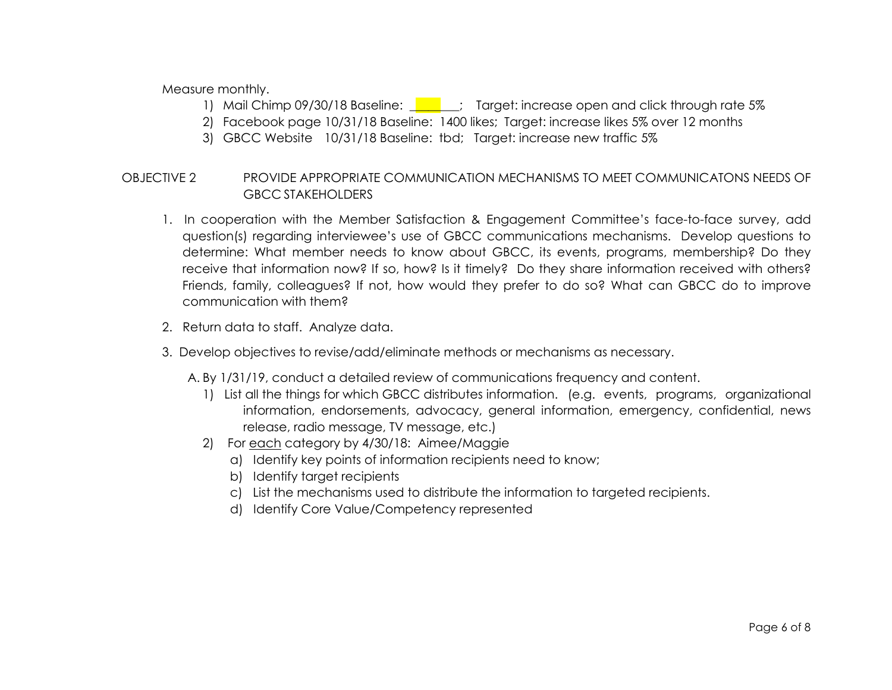Measure monthly.

1) Mail Chimp 09/30/18 Baseline: ________; Target: increase open and click through rate 5%
2) Facebook page 10/31/18 Baseline: 1400 likes; Target: increase likes 5% over 12 months
3) GBCC Website 10/31/18 Baseline: tbd; Target: increase new traffic 5%

OBJECTIVE 2 PROVIDE APPROPRIATE COMMUNICATION MECHANISMS TO MEET COMMUNICATONS NEEDS OF GBCC STAKEHOLDERS

1. In cooperation with the Member Satisfaction & Engagement Committee's face-to-face survey, add question(s) regarding interviewee's use of GBCC communications mechanisms. Develop questions to determine: What member needs to know about GBCC, its events, programs, membership? Do they receive that information now? If so, how? Is it timely? Do they share information received with others? Friends, family, colleagues? If not, how would they prefer to do so? What can GBCC do to improve communication with them?

2. Return data to staff. Analyze data.

3. Develop objectives to revise/add/eliminate methods or mechanisms as necessary.

   A. By 1/31/19, conduct a detailed review of communications frequency and content.

      1) List all the things for which GBCC distributes information. (e.g. events, programs, organizational information, endorsements, advocacy, general information, emergency, confidential, news release, radio message, TV message, etc.)
      2) For <u>each</u> category by 4/30/18: Aimee/Maggie
         a) Identify key points of information recipients need to know;
         b) Identify target recipients
         c) List the mechanisms used to distribute the information to targeted recipients.
         d) Identify Core Value/Competency represented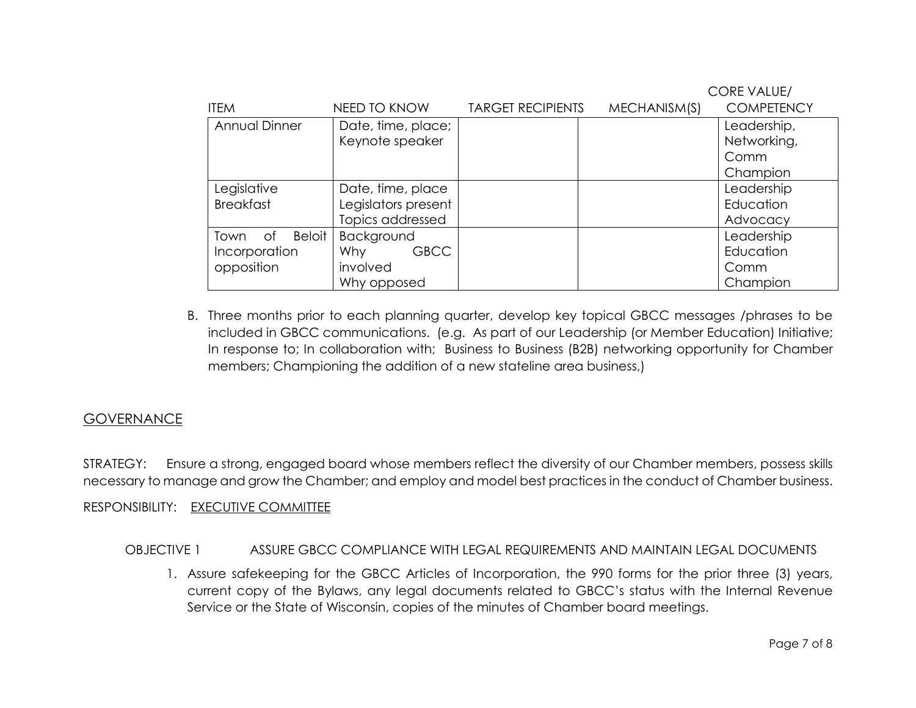| ITEM | NEED TO KNOW | TARGET RECIPIENTS | MECHANISM(S) | CORE VALUE/ COMPETENCY |
|---|---|---|---|---|
| Annual Dinner | Date, time, place; Keynote speaker | | | Leadership, Networking, Comm Champion |
| Legislative Breakfast | Date, time, place Legislators present Topics addressed | | | Leadership Education Advocacy |
| Town of Beloit Incorporation opposition | Background Why GBCC involved Why opposed | | | Leadership Education Comm Champion |

B. Three months prior to each planning quarter, develop key topical GBCC messages /phrases to be included in GBCC communications. (e.g. As part of our Leadership (or Member Education) Initiative; In response to; In collaboration with; Business to Business (B2B) networking opportunity for Chamber members; Championing the addition of a new stateline area business,)

## GOVERNANCE

STRATEGY: Ensure a strong, engaged board whose members reflect the diversity of our Chamber members, possess skills necessary to manage and grow the Chamber; and employ and model best practices in the conduct of Chamber business.

RESPONSIBILITY: EXECUTIVE COMMITTEE

OBJECTIVE 1 ASSURE GBCC COMPLIANCE WITH LEGAL REQUIREMENTS AND MAINTAIN LEGAL DOCUMENTS

1. Assure safekeeping for the GBCC Articles of Incorporation, the 990 forms for the prior three (3) years, current copy of the Bylaws, any legal documents related to GBCC's status with the Internal Revenue Service or the State of Wisconsin, copies of the minutes of Chamber board meetings.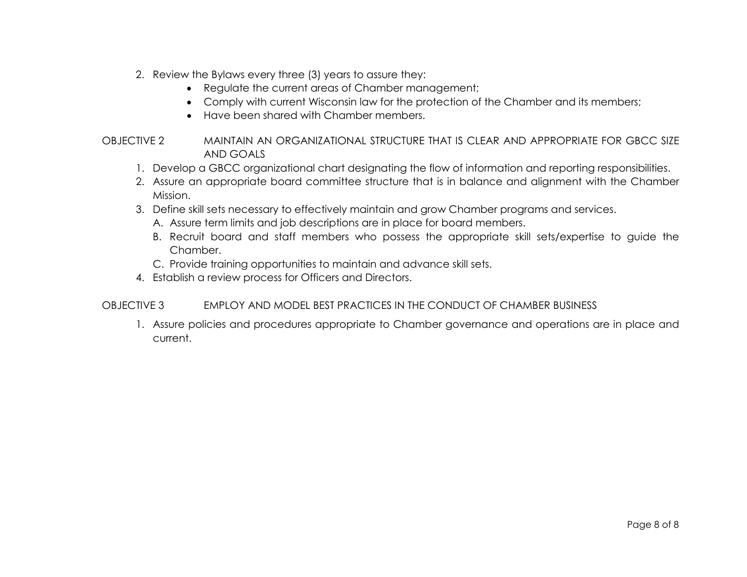2. Review the Bylaws every three (3) years to assure they:
    - Regulate the current areas of Chamber management;
    - Comply with current Wisconsin law for the protection of the Chamber and its members;
    - Have been shared with Chamber members.

OBJECTIVE 2 MAINTAIN AN ORGANIZATIONAL STRUCTURE THAT IS CLEAR AND APPROPRIATE FOR GBCC SIZE AND GOALS

1. Develop a GBCC organizational chart designating the flow of information and reporting responsibilities.
2. Assure an appropriate board committee structure that is in balance and alignment with the Chamber Mission.
3. Define skill sets necessary to effectively maintain and grow Chamber programs and services.
    A. Assure term limits and job descriptions are in place for board members.
    B. Recruit board and staff members who possess the appropriate skill sets/expertise to guide the Chamber.
    C. Provide training opportunities to maintain and advance skill sets.
4. Establish a review process for Officers and Directors.

OBJECTIVE 3 EMPLOY AND MODEL BEST PRACTICES IN THE CONDUCT OF CHAMBER BUSINESS

1. Assure policies and procedures appropriate to Chamber governance and operations are in place and current.